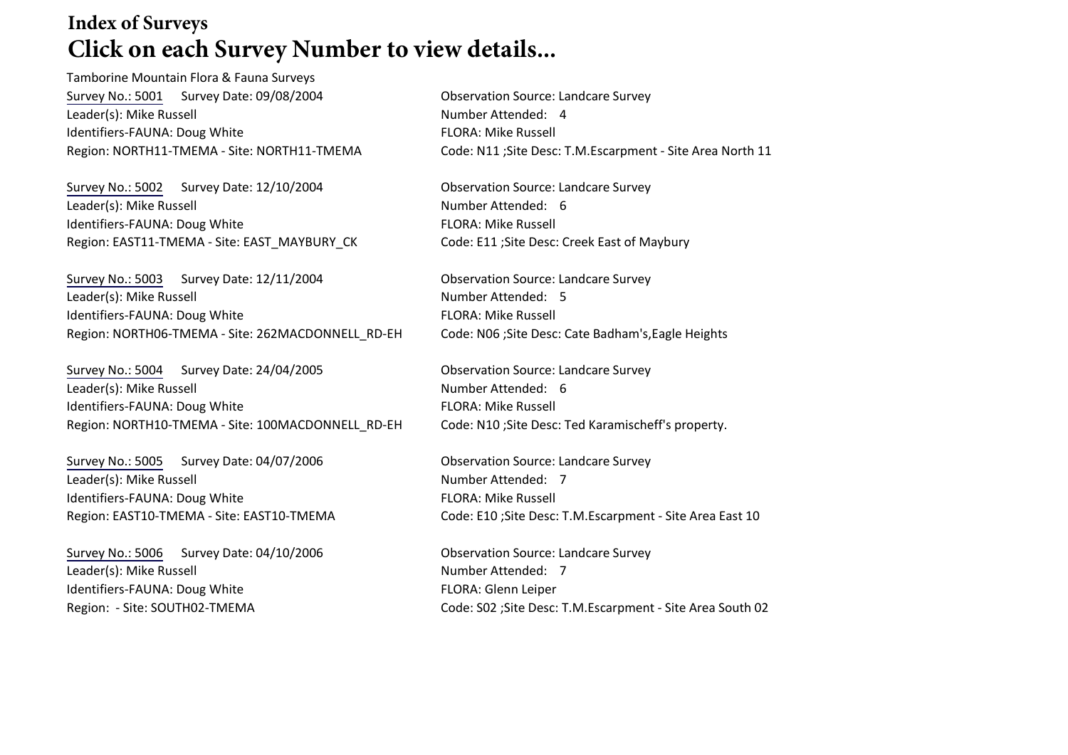# Index of Surveys
## Click on each Survey Number to view details...

Tamborine Mountain Flora & Fauna Surveys

Survey No.: 5001 Survey Date: 09/08/2004
Observation Source: Landcare Survey
Leader(s): Mike Russell
Number Attended: 4
Identifiers-FAUNA: Doug White
FLORA: Mike Russell
Region: NORTH11-TMEMA - Site: NORTH11-TMEMA
Code: N11 ;Site Desc: T.M.Escarpment - Site Area North 11

Survey No.: 5002 Survey Date: 12/10/2004
Observation Source: Landcare Survey
Leader(s): Mike Russell
Number Attended: 6
Identifiers-FAUNA: Doug White
FLORA: Mike Russell
Region: EAST11-TMEMA - Site: EAST_MAYBURY_CK
Code: E11 ;Site Desc: Creek East of Maybury

Survey No.: 5003 Survey Date: 12/11/2004
Observation Source: Landcare Survey
Leader(s): Mike Russell
Number Attended: 5
Identifiers-FAUNA: Doug White
FLORA: Mike Russell
Region: NORTH06-TMEMA - Site: 262MACDONNELL_RD-EH
Code: N06 ;Site Desc: Cate Badham's,Eagle Heights

Survey No.: 5004 Survey Date: 24/04/2005
Observation Source: Landcare Survey
Leader(s): Mike Russell
Number Attended: 6
Identifiers-FAUNA: Doug White
FLORA: Mike Russell
Region: NORTH10-TMEMA - Site: 100MACDONNELL_RD-EH
Code: N10 ;Site Desc: Ted Karamischeff's property.

Survey No.: 5005 Survey Date: 04/07/2006
Observation Source: Landcare Survey
Leader(s): Mike Russell
Number Attended: 7
Identifiers-FAUNA: Doug White
FLORA: Mike Russell
Region: EAST10-TMEMA - Site: EAST10-TMEMA
Code: E10 ;Site Desc: T.M.Escarpment - Site Area East 10

Survey No.: 5006 Survey Date: 04/10/2006
Observation Source: Landcare Survey
Leader(s): Mike Russell
Number Attended: 7
Identifiers-FAUNA: Doug White
FLORA: Glenn Leiper
Region: - Site: SOUTH02-TMEMA
Code: S02 ;Site Desc: T.M.Escarpment - Site Area South 02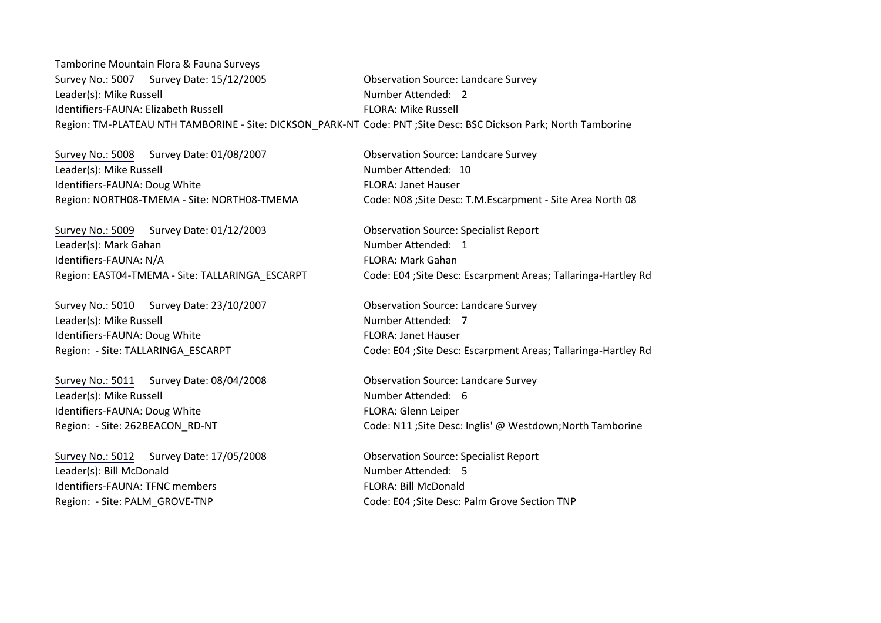Tamborine Mountain Flora & Fauna Surveys

Survey No.: 5007 Survey Date: 15/12/2005  
Observation Source: Landcare Survey  
Leader(s): Mike Russell  
Number Attended: 2  
Identifiers-FAUNA: Elizabeth Russell  
FLORA: Mike Russell  
Region: TM-PLATEAU NTH TAMBORINE - Site: DICKSON_PARK-NT Code: PNT ;Site Desc: BSC Dickson Park; North Tamborine

Survey No.: 5008 Survey Date: 01/08/2007  
Observation Source: Landcare Survey  
Leader(s): Mike Russell  
Number Attended: 10  
Identifiers-FAUNA: Doug White  
FLORA: Janet Hauser  
Region: NORTH08-TMEMA - Site: NORTH08-TMEMA  
Code: N08 ;Site Desc: T.M.Escarpment - Site Area North 08

Survey No.: 5009 Survey Date: 01/12/2003  
Observation Source: Specialist Report  
Leader(s): Mark Gahan  
Number Attended: 1  
Identifiers-FAUNA: N/A  
FLORA: Mark Gahan  
Region: EAST04-TMEMA - Site: TALLARINGA_ESCARPT  
Code: E04 ;Site Desc: Escarpment Areas; Tallaringa-Hartley Rd

Survey No.: 5010 Survey Date: 23/10/2007  
Observation Source: Landcare Survey  
Leader(s): Mike Russell  
Number Attended: 7  
Identifiers-FAUNA: Doug White  
FLORA: Janet Hauser  
Region: - Site: TALLARINGA_ESCARPT  
Code: E04 ;Site Desc: Escarpment Areas; Tallaringa-Hartley Rd

Survey No.: 5011 Survey Date: 08/04/2008  
Observation Source: Landcare Survey  
Leader(s): Mike Russell  
Number Attended: 6  
Identifiers-FAUNA: Doug White  
FLORA: Glenn Leiper  
Region: - Site: 262BEACON_RD-NT  
Code: N11 ;Site Desc: Inglis' @ Westdown;North Tamborine

Survey No.: 5012 Survey Date: 17/05/2008  
Observation Source: Specialist Report  
Leader(s): Bill McDonald  
Number Attended: 5  
Identifiers-FAUNA: TFNC members  
FLORA: Bill McDonald  
Region: - Site: PALM_GROVE-TNP  
Code: E04 ;Site Desc: Palm Grove Section TNP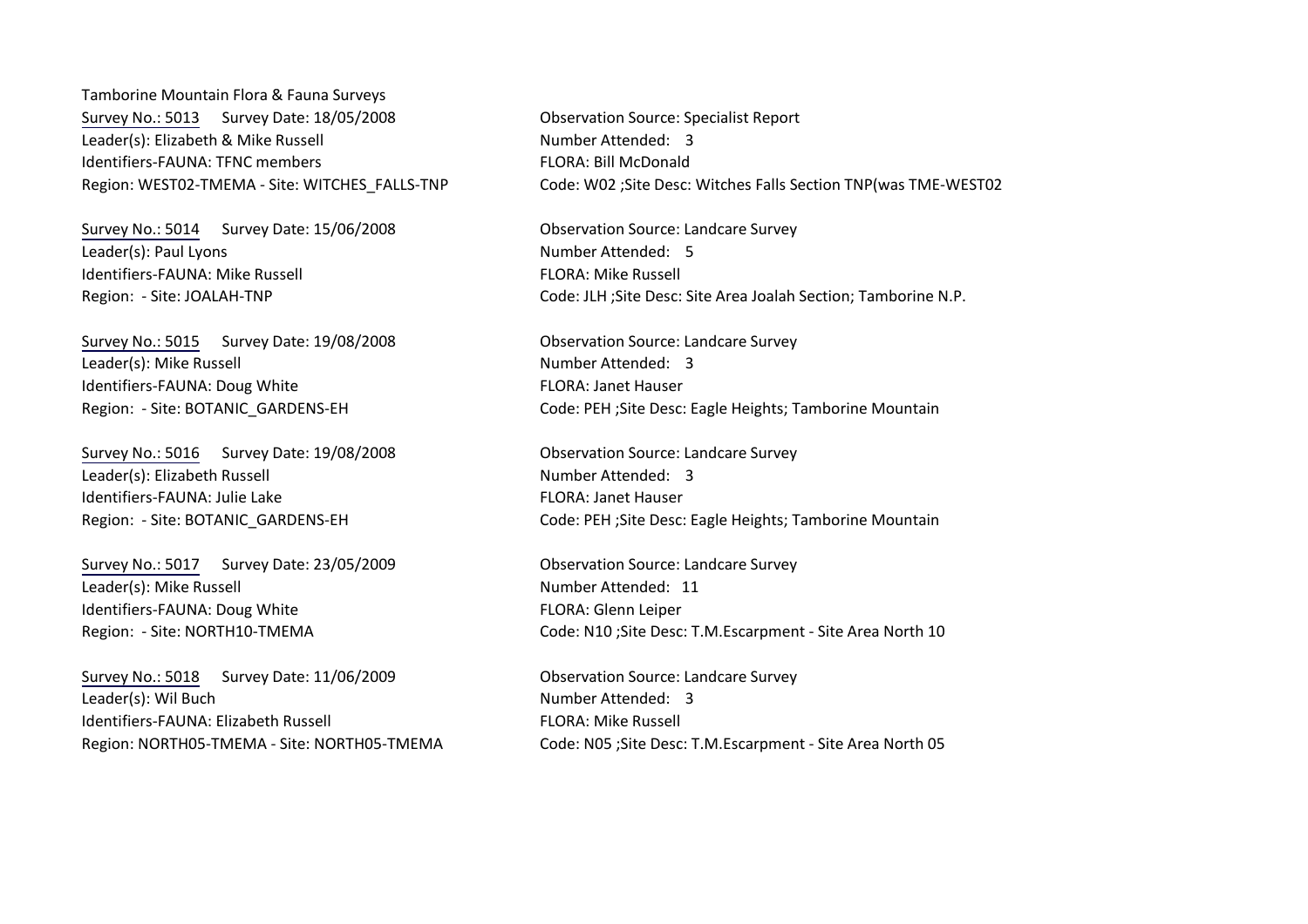Tamborine Mountain Flora & Fauna Surveys

Survey No.: 5013 Survey Date: 18/05/2008
Observation Source: Specialist Report
Leader(s): Elizabeth & Mike Russell
Number Attended: 3
Identifiers-FAUNA: TFNC members
FLORA: Bill McDonald
Region: WEST02-TMEMA - Site: WITCHES_FALLS-TNP
Code: W02 ;Site Desc: Witches Falls Section TNP(was TME-WEST02

Survey No.: 5014 Survey Date: 15/06/2008
Observation Source: Landcare Survey
Leader(s): Paul Lyons
Number Attended: 5
Identifiers-FAUNA: Mike Russell
FLORA: Mike Russell
Region: - Site: JOALAH-TNP
Code: JLH ;Site Desc: Site Area Joalah Section; Tamborine N.P.

Survey No.: 5015 Survey Date: 19/08/2008
Observation Source: Landcare Survey
Leader(s): Mike Russell
Number Attended: 3
Identifiers-FAUNA: Doug White
FLORA: Janet Hauser
Region: - Site: BOTANIC_GARDENS-EH
Code: PEH ;Site Desc: Eagle Heights; Tamborine Mountain

Survey No.: 5016 Survey Date: 19/08/2008
Observation Source: Landcare Survey
Leader(s): Elizabeth Russell
Number Attended: 3
Identifiers-FAUNA: Julie Lake
FLORA: Janet Hauser
Region: - Site: BOTANIC_GARDENS-EH
Code: PEH ;Site Desc: Eagle Heights; Tamborine Mountain

Survey No.: 5017 Survey Date: 23/05/2009
Observation Source: Landcare Survey
Leader(s): Mike Russell
Number Attended: 11
Identifiers-FAUNA: Doug White
FLORA: Glenn Leiper
Region: - Site: NORTH10-TMEMA
Code: N10 ;Site Desc: T.M.Escarpment - Site Area North 10

Survey No.: 5018 Survey Date: 11/06/2009
Observation Source: Landcare Survey
Leader(s): Wil Buch
Number Attended: 3
Identifiers-FAUNA: Elizabeth Russell
FLORA: Mike Russell
Region: NORTH05-TMEMA - Site: NORTH05-TMEMA
Code: N05 ;Site Desc: T.M.Escarpment - Site Area North 05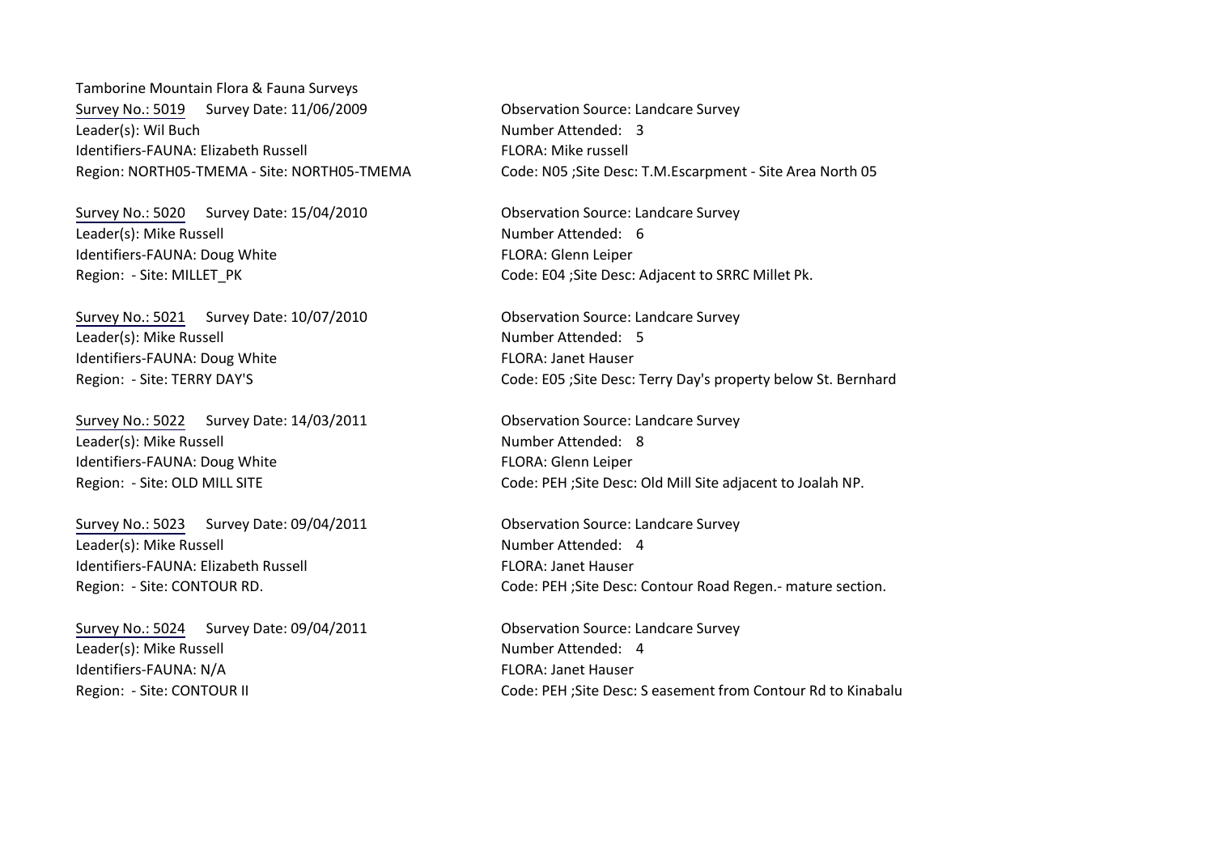Tamborine Mountain Flora & Fauna Surveys

Survey No.: 5019 Survey Date: 11/06/2009
Leader(s): Wil Buch
Identifiers-FAUNA: Elizabeth Russell
Region: NORTH05-TMEMA - Site: NORTH05-TMEMA
Observation Source: Landcare Survey
Number Attended: 3
FLORA: Mike russell
Code: N05 ;Site Desc: T.M.Escarpment - Site Area North 05

Survey No.: 5020 Survey Date: 15/04/2010
Leader(s): Mike Russell
Identifiers-FAUNA: Doug White
Region: - Site: MILLET_PK
Observation Source: Landcare Survey
Number Attended: 6
FLORA: Glenn Leiper
Code: E04 ;Site Desc: Adjacent to SRRC Millet Pk.

Survey No.: 5021 Survey Date: 10/07/2010
Leader(s): Mike Russell
Identifiers-FAUNA: Doug White
Region: - Site: TERRY DAY'S
Observation Source: Landcare Survey
Number Attended: 5
FLORA: Janet Hauser
Code: E05 ;Site Desc: Terry Day's property below St. Bernhard

Survey No.: 5022 Survey Date: 14/03/2011
Leader(s): Mike Russell
Identifiers-FAUNA: Doug White
Region: - Site: OLD MILL SITE
Observation Source: Landcare Survey
Number Attended: 8
FLORA: Glenn Leiper
Code: PEH ;Site Desc: Old Mill Site adjacent to Joalah NP.

Survey No.: 5023 Survey Date: 09/04/2011
Leader(s): Mike Russell
Identifiers-FAUNA: Elizabeth Russell
Region: - Site: CONTOUR RD.
Observation Source: Landcare Survey
Number Attended: 4
FLORA: Janet Hauser
Code: PEH ;Site Desc: Contour Road Regen.- mature section.

Survey No.: 5024 Survey Date: 09/04/2011
Leader(s): Mike Russell
Identifiers-FAUNA: N/A
Region: - Site: CONTOUR II
Observation Source: Landcare Survey
Number Attended: 4
FLORA: Janet Hauser
Code: PEH ;Site Desc: S easement from Contour Rd to Kinabalu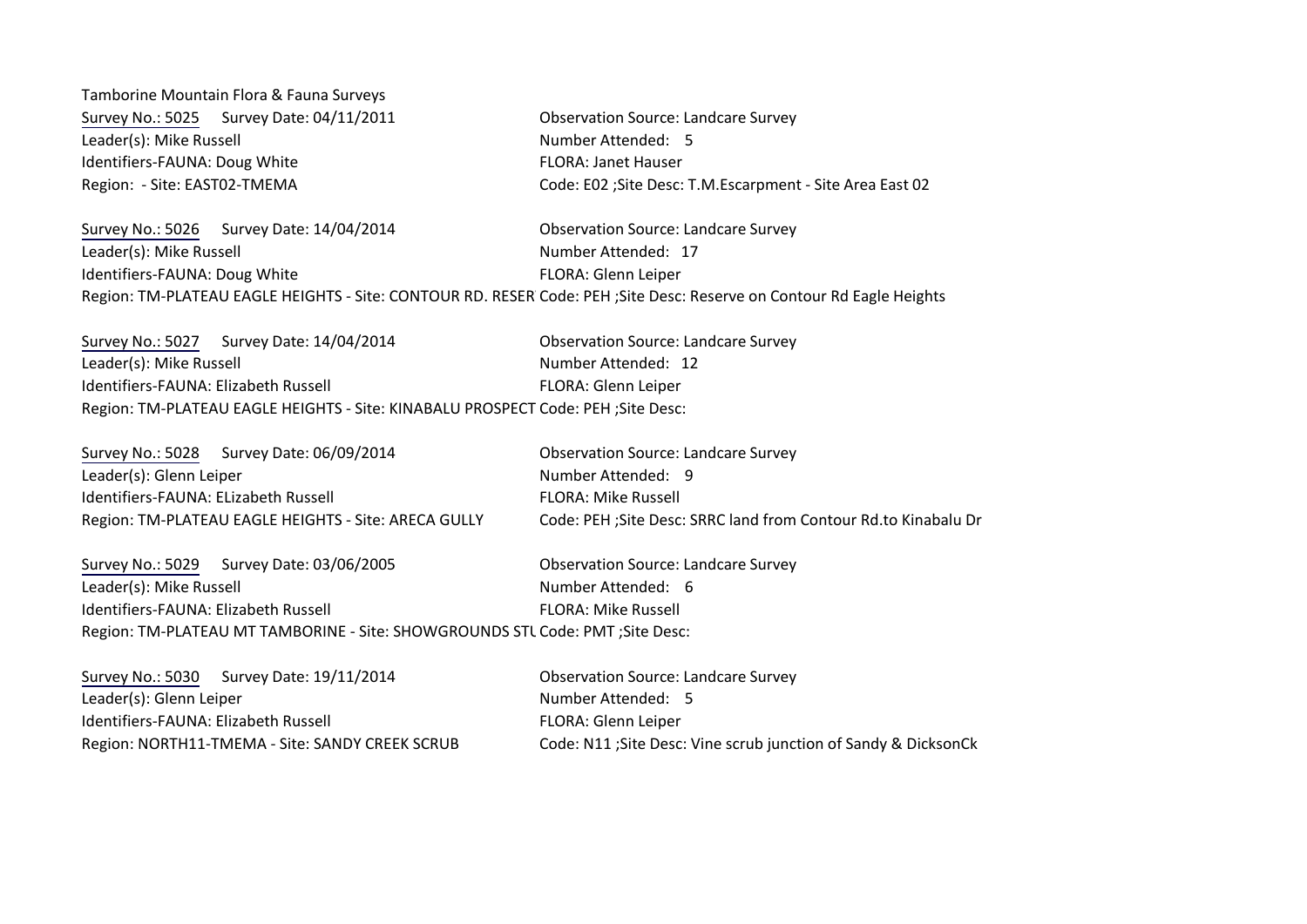Tamborine Mountain Flora & Fauna Surveys

Survey No.: 5025    Survey Date: 04/11/2011    Observation Source: Landcare Survey
Leader(s): Mike Russell    Number Attended: 5
Identifiers-FAUNA: Doug White    FLORA: Janet Hauser
Region: - Site: EAST02-TMEMA    Code: E02 ;Site Desc: T.M.Escarpment - Site Area East 02

Survey No.: 5026    Survey Date: 14/04/2014    Observation Source: Landcare Survey
Leader(s): Mike Russell    Number Attended: 17
Identifiers-FAUNA: Doug White    FLORA: Glenn Leiper
Region: TM-PLATEAU EAGLE HEIGHTS - Site: CONTOUR RD. RESER Code: PEH ;Site Desc: Reserve on Contour Rd Eagle Heights

Survey No.: 5027    Survey Date: 14/04/2014    Observation Source: Landcare Survey
Leader(s): Mike Russell    Number Attended: 12
Identifiers-FAUNA: Elizabeth Russell    FLORA: Glenn Leiper
Region: TM-PLATEAU EAGLE HEIGHTS - Site: KINABALU PROSPECT Code: PEH ;Site Desc:

Survey No.: 5028    Survey Date: 06/09/2014    Observation Source: Landcare Survey
Leader(s): Glenn Leiper    Number Attended: 9
Identifiers-FAUNA: ELizabeth Russell    FLORA: Mike Russell
Region: TM-PLATEAU EAGLE HEIGHTS - Site: ARECA GULLY    Code: PEH ;Site Desc: SRRC land from Contour Rd.to Kinabalu Dr

Survey No.: 5029    Survey Date: 03/06/2005    Observation Source: Landcare Survey
Leader(s): Mike Russell    Number Attended: 6
Identifiers-FAUNA: Elizabeth Russell    FLORA: Mike Russell
Region: TM-PLATEAU MT TAMBORINE - Site: SHOWGROUNDS STU Code: PMT ;Site Desc:

Survey No.: 5030    Survey Date: 19/11/2014    Observation Source: Landcare Survey
Leader(s): Glenn Leiper    Number Attended: 5
Identifiers-FAUNA: Elizabeth Russell    FLORA: Glenn Leiper
Region: NORTH11-TMEMA - Site: SANDY CREEK SCRUB    Code: N11 ;Site Desc: Vine scrub junction of Sandy & DicksonCk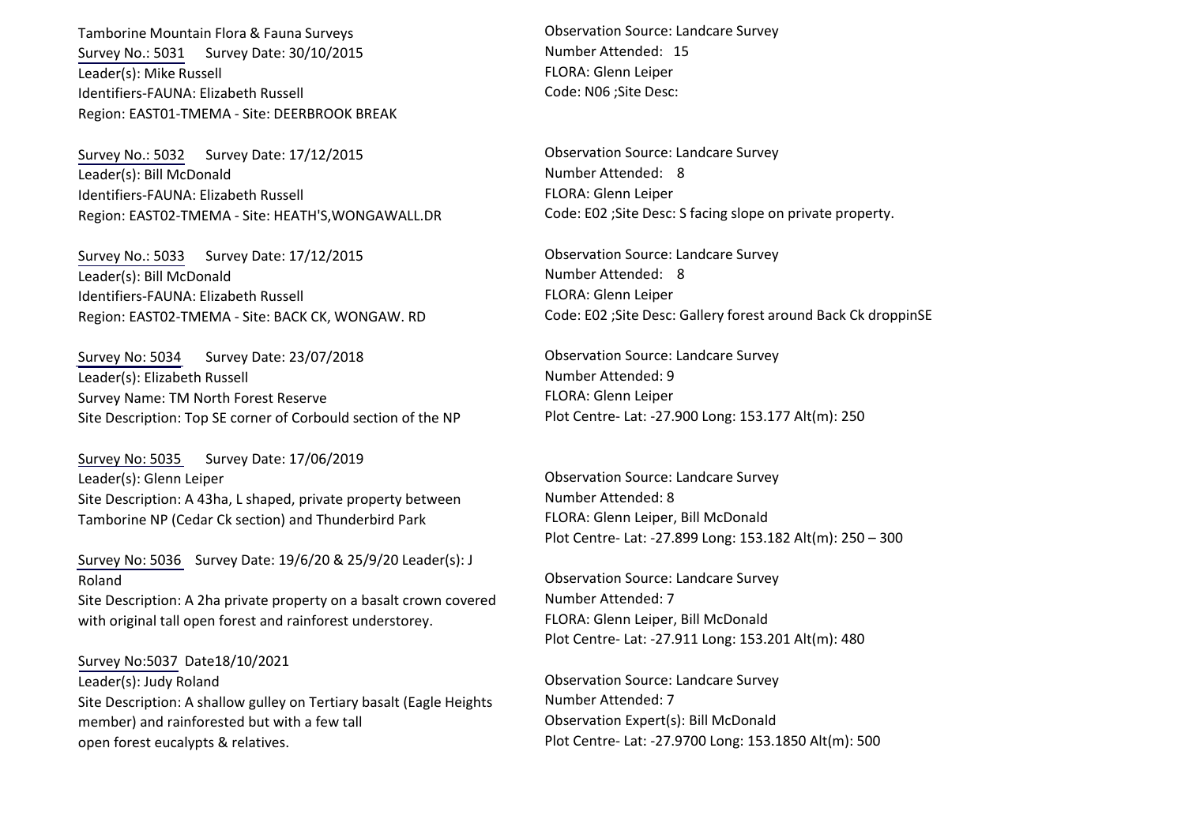Tamborine Mountain Flora & Fauna Surveys

Survey No.: 5031 Survey Date: 30/10/2015
Leader(s): Mike Russell
Identifiers-FAUNA: Elizabeth Russell
Region: EAST01-TMEMA - Site: DEERBROOK BREAK

Observation Source: Landcare Survey
Number Attended: 15
FLORA: Glenn Leiper
Code: N06 ;Site Desc:

Survey No.: 5032 Survey Date: 17/12/2015
Leader(s): Bill McDonald
Identifiers-FAUNA: Elizabeth Russell
Region: EAST02-TMEMA - Site: HEATH'S,WONGAWALL.DR

Observation Source: Landcare Survey
Number Attended: 8
FLORA: Glenn Leiper
Code: E02 ;Site Desc: S facing slope on private property.

Survey No.: 5033 Survey Date: 17/12/2015
Leader(s): Bill McDonald
Identifiers-FAUNA: Elizabeth Russell
Region: EAST02-TMEMA - Site: BACK CK, WONGAW. RD

Observation Source: Landcare Survey
Number Attended: 8
FLORA: Glenn Leiper
Code: E02 ;Site Desc: Gallery forest around Back Ck droppinSE

Survey No: 5034 Survey Date: 23/07/2018
Leader(s): Elizabeth Russell
Survey Name: TM North Forest Reserve
Site Description: Top SE corner of Corbould section of the NP

Observation Source: Landcare Survey
Number Attended: 9
FLORA: Glenn Leiper
Plot Centre- Lat: -27.900 Long: 153.177 Alt(m): 250

Survey No: 5035 Survey Date: 17/06/2019
Leader(s): Glenn Leiper
Site Description: A 43ha, L shaped, private property between Tamborine NP (Cedar Ck section) and Thunderbird Park

Observation Source: Landcare Survey
Number Attended: 8
FLORA: Glenn Leiper, Bill McDonald
Plot Centre- Lat: -27.899 Long: 153.182 Alt(m): 250 – 300

Survey No: 5036 Survey Date: 19/6/20 & 25/9/20 Leader(s): J Roland
Site Description: A 2ha private property on a basalt crown covered with original tall open forest and rainforest understorey.

Observation Source: Landcare Survey
Number Attended: 7
FLORA: Glenn Leiper, Bill McDonald
Plot Centre- Lat: -27.911 Long: 153.201 Alt(m): 480

Survey No:5037 Date18/10/2021
Leader(s): Judy Roland
Site Description: A shallow gulley on Tertiary basalt (Eagle Heights member) and rainforested but with a few tall open forest eucalypts & relatives.

Observation Source: Landcare Survey
Number Attended: 7
Observation Expert(s): Bill McDonald
Plot Centre- Lat: -27.9700 Long: 153.1850 Alt(m): 500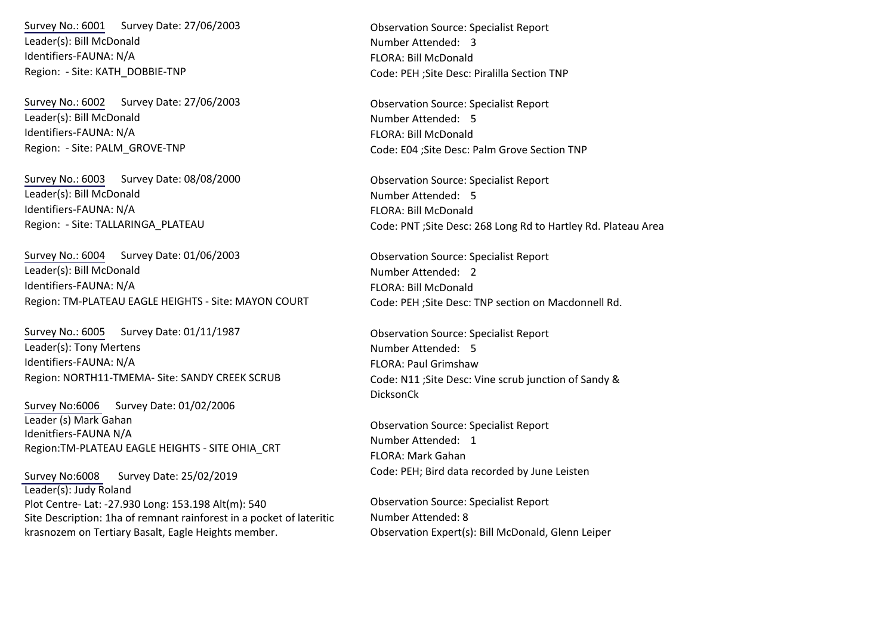Survey No.: 6001 Survey Date: 27/06/2003
Leader(s): Bill McDonald
Identifiers-FAUNA: N/A
Region: - Site: KATH_DOBBIE-TNP

Observation Source: Specialist Report
Number Attended: 3
FLORA: Bill McDonald
Code: PEH ;Site Desc: Piralilla Section TNP

Survey No.: 6002 Survey Date: 27/06/2003
Leader(s): Bill McDonald
Identifiers-FAUNA: N/A
Region: - Site: PALM_GROVE-TNP

Observation Source: Specialist Report
Number Attended: 5
FLORA: Bill McDonald
Code: E04 ;Site Desc: Palm Grove Section TNP

Survey No.: 6003 Survey Date: 08/08/2000
Leader(s): Bill McDonald
Identifiers-FAUNA: N/A
Region: - Site: TALLARINGA_PLATEAU

Observation Source: Specialist Report
Number Attended: 5
FLORA: Bill McDonald
Code: PNT ;Site Desc: 268 Long Rd to Hartley Rd. Plateau Area

Survey No.: 6004 Survey Date: 01/06/2003
Leader(s): Bill McDonald
Identifiers-FAUNA: N/A
Region: TM-PLATEAU EAGLE HEIGHTS - Site: MAYON COURT

Observation Source: Specialist Report
Number Attended: 2
FLORA: Bill McDonald
Code: PEH ;Site Desc: TNP section on Macdonnell Rd.

Survey No.: 6005 Survey Date: 01/11/1987
Leader(s): Tony Mertens
Identifiers-FAUNA: N/A
Region: NORTH11-TMEMA- Site: SANDY CREEK SCRUB

Observation Source: Specialist Report
Number Attended: 5
FLORA: Paul Grimshaw
Code: N11 ;Site Desc: Vine scrub junction of Sandy & DicksonCk

Survey No:6006 Survey Date: 01/02/2006
Leader (s) Mark Gahan
Idenitfiers-FAUNA N/A
Region:TM-PLATEAU EAGLE HEIGHTS - SITE OHIA_CRT

Observation Source: Specialist Report
Number Attended: 1
FLORA: Mark Gahan
Code: PEH; Bird data recorded by June Leisten

Survey No:6008 Survey Date: 25/02/2019
Leader(s): Judy Roland
Plot Centre- Lat: -27.930 Long: 153.198 Alt(m): 540
Site Description: 1ha of remnant rainforest in a pocket of lateritic krasnozem on Tertiary Basalt, Eagle Heights member.

Observation Source: Specialist Report
Number Attended: 8
Observation Expert(s): Bill McDonald, Glenn Leiper